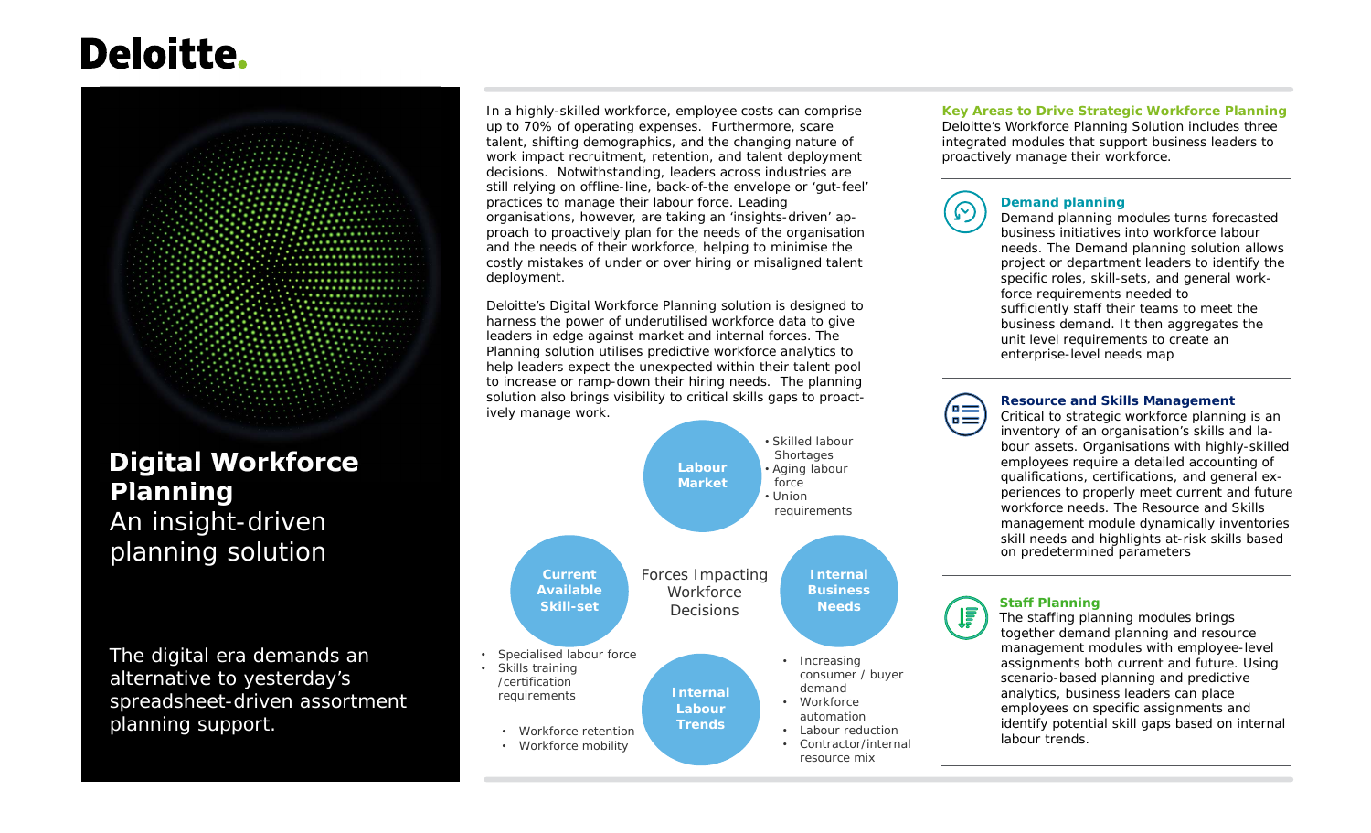# Digital Workforce Planning

## An insight-driven planning solution

The digital era demands an alternative to yesterday's spreadsheet-driven assortment planning support.

In a highly-skilled workforce, employee costs can comprise up to 70% of operating expenses. Furthermore, scare talent, shifting demographics, and the changing nature of work impact recruitment, retention, and talent deployment decisions. Notwithstanding, leaders across industries are still relying on offline-line, back-of-the envelope or 'gut-feel' practices to manage their labour force. Leading organisations, however, are taking an 'insights-driven' approach to proactively plan for the needs of the organisation and the needs of their workforce, helping to minimise the costly mistakes of under or over hiring or misaligned talent deployment.

Deloitte's Digital Workforce Planning solution is designed to harness the power of underutilised workforce data to give leaders in edge against market and internal forces. The Planning solution utilises predictive workforce analytics to help leaders expect the unexpected within their talent pool to increase or ramp-down their hiring needs. The planning solution also brings visibility to critical skills gaps to proactively manage work.

**Forces Impacting Workforce Decisions**

**Labour Market**
- Skilled labour Shortages
- Aging labour force
- Union requirements

**Internal Business Needs**
- Increasing consumer / buyer demand
- Workforce automation
- Labour reduction
- Contractor/internal resource mix

**Internal Labour Trends**
- Workforce retention
- Workforce mobility

**Current Available Skill-set**
- Specialised labour force
- Skills training /certification requirements

### Key Areas to Drive Strategic Workforce Planning

Deloitte's Workforce Planning Solution includes three integrated modules that support business leaders to proactively manage their workforce.

**Demand planning**

Demand planning modules turns forecasted business initiatives into workforce labour needs. The Demand planning solution allows project or department leaders to identify the specific roles, skill-sets, and general workforce requirements needed to sufficiently staff their teams to meet the business demand. It then aggregates the unit level requirements to create an enterprise-level needs map

**Resource and Skills Management**

Critical to strategic workforce planning is an inventory of an organisation's skills and labour assets. Organisations with highly-skilled employees require a detailed accounting of qualifications, certifications, and general experiences to properly meet current and future workforce needs. The Resource and Skills management module dynamically inventories skill needs and highlights at-risk skills based on predetermined parameters

**Staff Planning**

The staffing planning modules brings together demand planning and resource management modules with employee-level assignments both current and future. Using scenario-based planning and predictive analytics, business leaders can place employees on specific assignments and identify potential skill gaps based on internal labour trends.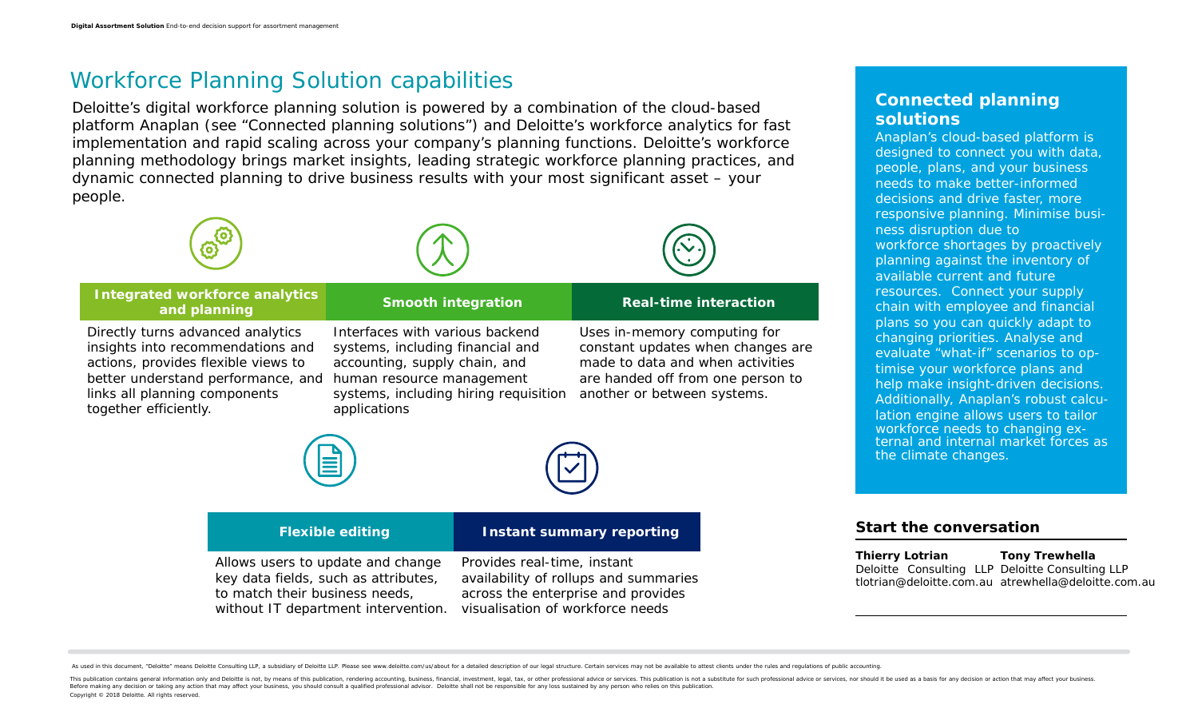# Workforce Planning Solution capabilities

Deloitte's digital workforce planning solution is powered by a combination of the cloud-based platform Anaplan (see "Connected planning solutions") and Deloitte's workforce analytics for fast implementation and rapid scaling across your company's planning functions. Deloitte's workforce planning methodology brings market insights, leading strategic workforce planning practices, and dynamic connected planning to drive business results with your most significant asset – your people.

**Integrated workforce analytics and planning**

Directly turns advanced analytics insights into recommendations and actions, provides flexible views to better understand performance, and links all planning components together efficiently.

**Smooth integration**

Interfaces with various backend systems, including financial and accounting, supply chain, and human resource management systems, including hiring requisition applications

**Real-time interaction**

Uses in-memory computing for constant updates when changes are made to data and when activities are handed off from one person to another or between systems.

**Flexible editing**

Allows users to update and change key data fields, such as attributes, to match their business needs, without IT department intervention.

**Instant summary reporting**

Provides real-time, instant availability of rollups and summaries across the enterprise and provides visualisation of workforce needs

## Connected planning solutions

Anaplan's cloud-based platform is designed to connect you with data, people, plans, and your business needs to make better-informed decisions and drive faster, more responsive planning. Minimise business disruption due to workforce shortages by proactively planning against the inventory of available current and future resources. Connect your supply chain with employee and financial plans so you can quickly adapt to changing priorities. Analyse and evaluate "what-if" scenarios to optimise your workforce plans and help make insight-driven decisions. Additionally, Anaplan's robust calculation engine allows users to tailor workforce needs to changing external and internal market forces as the climate changes.

## Start the conversation

**Thierry Lotrian**
Deloitte Consulting LLP
tlotrian@deloitte.com.au

**Tony Trewhella**
Deloitte Consulting LLP
atrewhella@deloitte.com.au

As used in this document, "Deloitte" means Deloitte Consulting LLP, a subsidiary of Deloitte LLP. Please see www.deloitte.com/us/about for a detailed description of our legal structure. Certain services may not be available to attest clients under the rules and regulations of public accounting.

This publication contains general information only and Deloitte is not, by means of this publication, rendering accounting, business, financial, investment, legal, tax, or other professional advice or services. This publication is not a substitute for such professional advice or services, nor should it be used as a basis for any decision or action that may affect your business. Before making any decision or taking any action that may affect your business, you should consult a qualified professional advisor. Deloitte shall not be responsible for any loss sustained by any person who relies on this publication.

Copyright © 2018 Deloitte. All rights reserved.